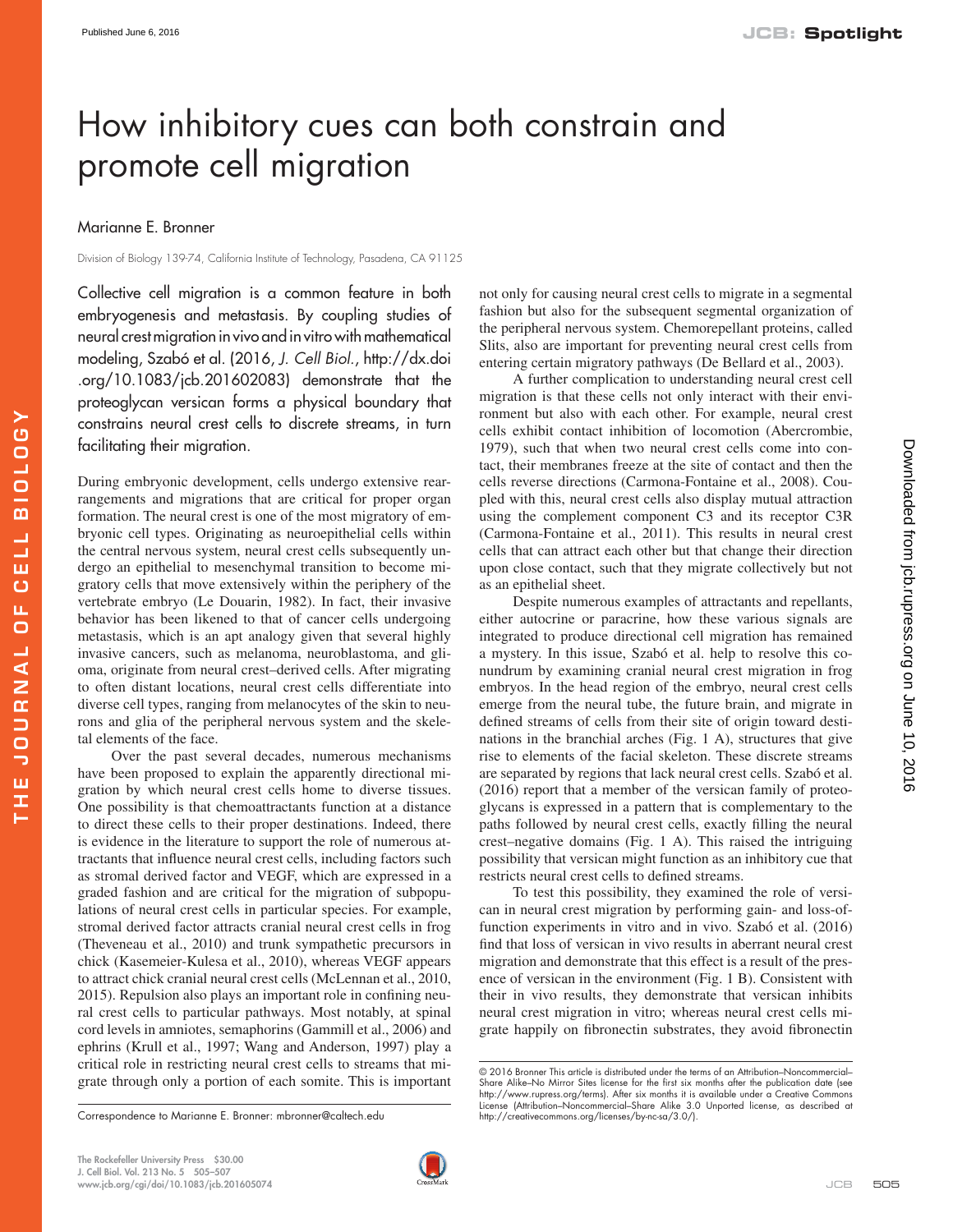# How inhibitory cues can both constrain and promote cell migration

Marianne E. Bronner

Division of Biology 139-74, California Institute of Technology, Pasadena, CA 91125

Collective cell migration is a common feature in both embryogenesis and metastasis. By coupling studies of neural crest migration in vivo and in vitro with mathematical modeling, Szabó et al. (2016, *J. Cell Biol.*, http://dx.doi.org/10.1083/jcb.201602083) demonstrate that the proteoglycan versican forms a physical boundary that constrains neural crest cells to discrete streams, in turn facilitating their migration.

During embryonic development, cells undergo extensive rearrangements and migrations that are critical for proper organ formation. The neural crest is one of the most migratory of embryonic cell types. Originating as neuroepithelial cells within the central nervous system, neural crest cells subsequently undergo an epithelial to mesenchymal transition to become migratory cells that move extensively within the periphery of the vertebrate embryo (Le Douarin, 1982). In fact, their invasive behavior has been likened to that of cancer cells undergoing metastasis, which is an apt analogy given that several highly invasive cancers, such as melanoma, neuroblastoma, and glioma, originate from neural crest–derived cells. After migrating to often distant locations, neural crest cells differentiate into diverse cell types, ranging from melanocytes of the skin to neurons and glia of the peripheral nervous system and the skeletal elements of the face.

Over the past several decades, numerous mechanisms have been proposed to explain the apparently directional migration by which neural crest cells home to diverse tissues. One possibility is that chemoattractants function at a distance to direct these cells to their proper destinations. Indeed, there is evidence in the literature to support the role of numerous attractants that influence neural crest cells, including factors such as stromal derived factor and VEGF, which are expressed in a graded fashion and are critical for the migration of subpopulations of neural crest cells in particular species. For example, stromal derived factor attracts cranial neural crest cells in frog (Theveneau et al., 2010) and trunk sympathetic precursors in chick (Kasemeier-Kulesa et al., 2010), whereas VEGF appears to attract chick cranial neural crest cells (McLennan et al., 2010, 2015). Repulsion also plays an important role in confining neural crest cells to particular pathways. Most notably, at spinal cord levels in amniotes, semaphorins (Gammill et al., 2006) and ephrins (Krull et al., 1997; Wang and Anderson, 1997) play a critical role in restricting neural crest cells to streams that migrate through only a portion of each somite. This is important not only for causing neural crest cells to migrate in a segmental fashion but also for the subsequent segmental organization of the peripheral nervous system. Chemorepellant proteins, called Slits, also are important for preventing neural crest cells from entering certain migratory pathways (De Bellard et al., 2003).

A further complication to understanding neural crest cell migration is that these cells not only interact with their environment but also with each other. For example, neural crest cells exhibit contact inhibition of locomotion (Abercrombie, 1979), such that when two neural crest cells come into contact, their membranes freeze at the site of contact and then the cells reverse directions (Carmona-Fontaine et al., 2008). Coupled with this, neural crest cells also display mutual attraction using the complement component C3 and its receptor C3R (Carmona-Fontaine et al., 2011). This results in neural crest cells that can attract each other but that change their direction upon close contact, such that they migrate collectively but not as an epithelial sheet.

Despite numerous examples of attractants and repellants, either autocrine or paracrine, how these various signals are integrated to produce directional cell migration has remained a mystery. In this issue, Szabó et al. help to resolve this conundrum by examining cranial neural crest migration in frog embryos. In the head region of the embryo, neural crest cells emerge from the neural tube, the future brain, and migrate in defined streams of cells from their site of origin toward destinations in the branchial arches (Fig. 1 A), structures that give rise to elements of the facial skeleton. These discrete streams are separated by regions that lack neural crest cells. Szabó et al. (2016) report that a member of the versican family of proteoglycans is expressed in a pattern that is complementary to the paths followed by neural crest cells, exactly filling the neural crest–negative domains (Fig. 1 A). This raised the intriguing possibility that versican might function as an inhibitory cue that restricts neural crest cells to defined streams.

To test this possibility, they examined the role of versican in neural crest migration by performing gain- and loss-of-function experiments in vitro and in vivo. Szabó et al. (2016) find that loss of versican in vivo results in aberrant neural crest migration and demonstrate that this effect is a result of the presence of versican in the environment (Fig. 1 B). Consistent with their in vivo results, they demonstrate that versican inhibits neural crest migration in vitro; whereas neural crest cells migrate happily on fibronectin substrates, they avoid fibronectin

Correspondence to Marianne E. Bronner: mbronner@caltech.edu

© 2016 Bronner This article is distributed under the terms of an Attribution–Noncommercial–Share Alike–No Mirror Sites license for the first six months after the publication date (see http://www.rupress.org/terms). After six months it is available under a Creative Commons License (Attribution–Noncommercial–Share Alike 3.0 Unported license, as described at http://creativecommons.org/licenses/by-nc-sa/3.0/).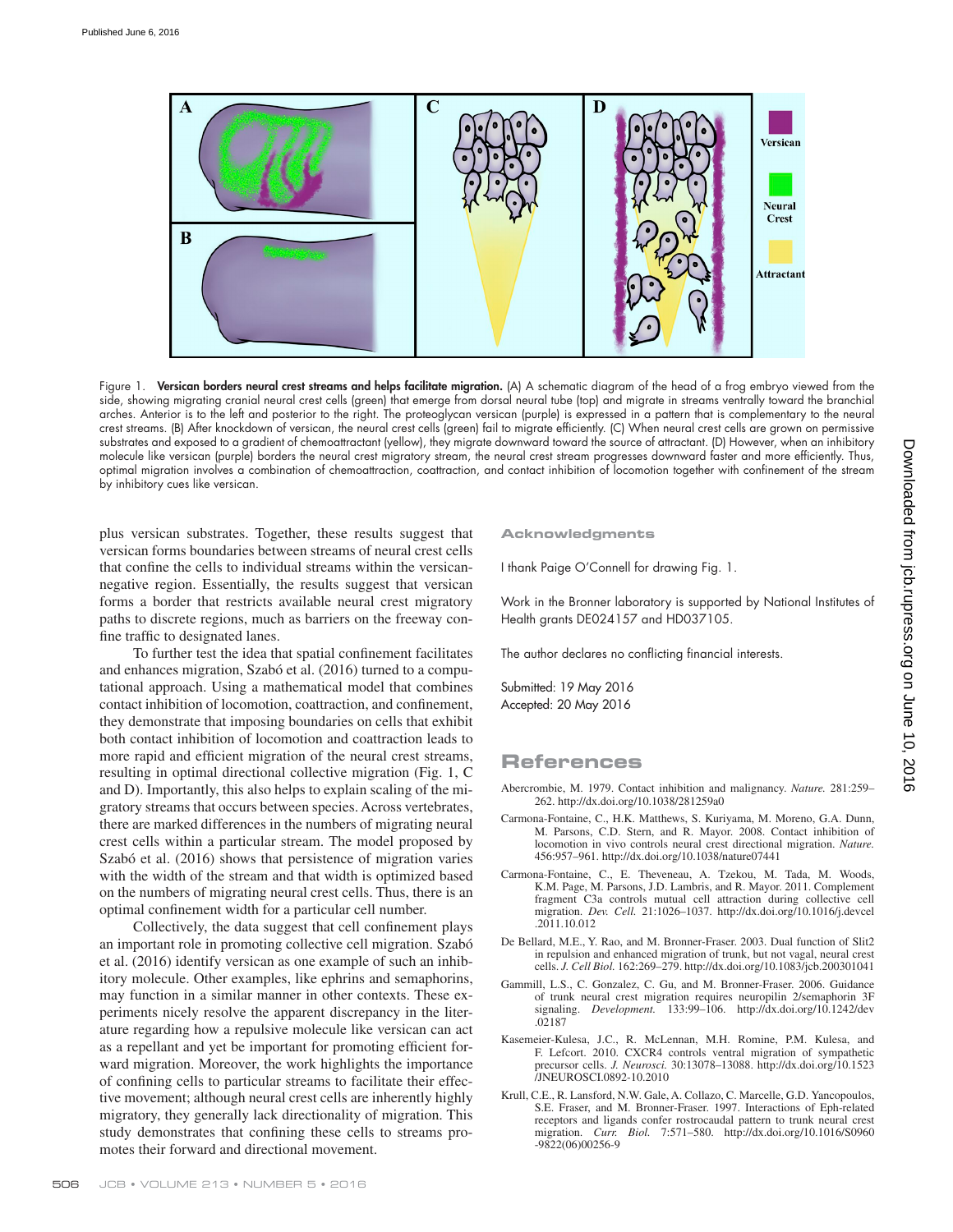Figure 1. **Versican borders neural crest streams and helps facilitate migration.** (A) A schematic diagram of the head of a frog embryo viewed from the side, showing migrating cranial neural crest cells (green) that emerge from dorsal neural tube (top) and migrate in streams ventrally toward the branchial arches. Anterior is to the left and posterior to the right. The proteoglycan versican (purple) is expressed in a pattern that is complementary to the neural crest streams. (B) After knockdown of versican, the neural crest cells (green) fail to migrate efficiently. (C) When neural crest cells are grown on permissive substrates and exposed to a gradient of chemoattractant (yellow), they migrate downward toward the source of attractant. (D) However, when an inhibitory molecule like versican (purple) borders the neural crest migratory stream, the neural crest stream progresses downward faster and more efficiently. Thus, optimal migration involves a combination of chemoattraction, coattraction, and contact inhibition of locomotion together with confinement of the stream by inhibitory cues like versican.

plus versican substrates. Together, these results suggest that versican forms boundaries between streams of neural crest cells that confine the cells to individual streams within the versican-negative region. Essentially, the results suggest that versican forms a border that restricts available neural crest migratory paths to discrete regions, much as barriers on the freeway confine traffic to designated lanes.

To further test the idea that spatial confinement facilitates and enhances migration, Szabó et al. (2016) turned to a computational approach. Using a mathematical model that combines contact inhibition of locomotion, coattraction, and confinement, they demonstrate that imposing boundaries on cells that exhibit both contact inhibition of locomotion and coattraction leads to more rapid and efficient migration of the neural crest streams, resulting in optimal directional collective migration (Fig. 1, C and D). Importantly, this also helps to explain scaling of the migratory streams that occurs between species. Across vertebrates, there are marked differences in the numbers of migrating neural crest cells within a particular stream. The model proposed by Szabó et al. (2016) shows that persistence of migration varies with the width of the stream and that width is optimized based on the numbers of migrating neural crest cells. Thus, there is an optimal confinement width for a particular cell number.

Collectively, the data suggest that cell confinement plays an important role in promoting collective cell migration. Szabó et al. (2016) identify versican as one example of such an inhibitory molecule. Other examples, like ephrins and semaphorins, may function in a similar manner in other contexts. These experiments nicely resolve the apparent discrepancy in the literature regarding how a repulsive molecule like versican can act as a repellant and yet be important for promoting efficient forward migration. Moreover, the work highlights the importance of confining cells to particular streams to facilitate their effective movement; although neural crest cells are inherently highly migratory, they generally lack directionality of migration. This study demonstrates that confining these cells to streams promotes their forward and directional movement.

## Acknowledgments

I thank Paige O'Connell for drawing Fig. 1.

Work in the Bronner laboratory is supported by National Institutes of Health grants DE024157 and HD037105.

The author declares no conflicting financial interests.

Submitted: 19 May 2016
Accepted: 20 May 2016

## References

Abercrombie, M. 1979. Contact inhibition and malignancy. *Nature.* 281:259–262. http://dx.doi.org/10.1038/281259a0

Carmona-Fontaine, C., H.K. Matthews, S. Kuriyama, M. Moreno, G.A. Dunn, M. Parsons, C.D. Stern, and R. Mayor. 2008. Contact inhibition of locomotion in vivo controls neural crest directional migration. *Nature.* 456:957–961. http://dx.doi.org/10.1038/nature07441

Carmona-Fontaine, C., E. Theveneau, A. Tzekou, M. Tada, M. Woods, K.M. Page, M. Parsons, J.D. Lambris, and R. Mayor. 2011. Complement fragment C3a controls mutual cell attraction during collective cell migration. *Dev. Cell.* 21:1026–1037. http://dx.doi.org/10.1016/j.devcel.2011.10.012

De Bellard, M.E., Y. Rao, and M. Bronner-Fraser. 2003. Dual function of Slit2 in repulsion and enhanced migration of trunk, but not vagal, neural crest cells. *J. Cell Biol.* 162:269–279. http://dx.doi.org/10.1083/jcb.200301041

Gammill, L.S., C. Gonzalez, C. Gu, and M. Bronner-Fraser. 2006. Guidance of trunk neural crest migration requires neuropilin 2/semaphorin 3F signaling. *Development.* 133:99–106. http://dx.doi.org/10.1242/dev.02187

Kasemeier-Kulesa, J.C., R. McLennan, M.H. Romine, P.M. Kulesa, and F. Lefcort. 2010. CXCR4 controls ventral migration of sympathetic precursor cells. *J. Neurosci.* 30:13078–13088. http://dx.doi.org/10.1523/JNEUROSCI.0892-10.2010

Krull, C.E., R. Lansford, N.W. Gale, A. Collazo, C. Marcelle, G.D. Yancopoulos, S.E. Fraser, and M. Bronner-Fraser. 1997. Interactions of Eph-related receptors and ligands confer rostrocaudal pattern to trunk neural crest migration. *Curr. Biol.* 7:571–580. http://dx.doi.org/10.1016/S0960-9822(06)00256-9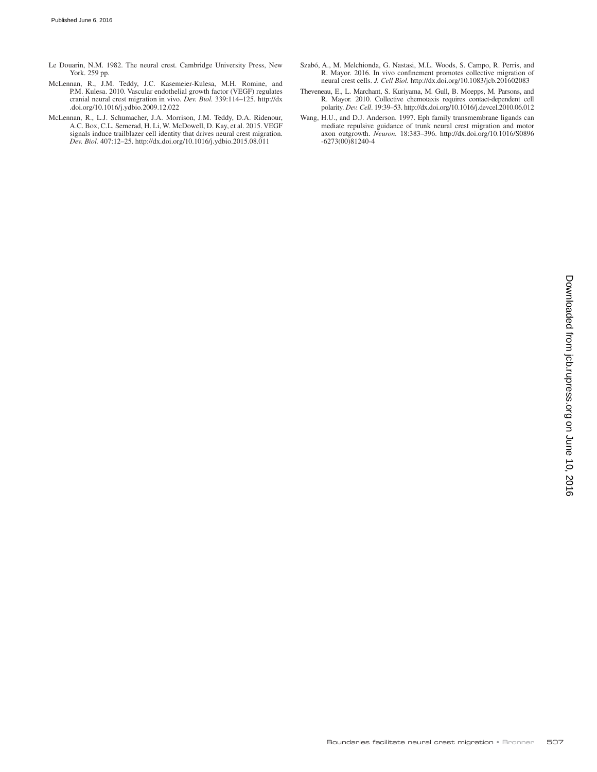Le Douarin, N.M. 1982. The neural crest. Cambridge University Press, New York. 259 pp.

McLennan, R., J.M. Teddy, J.C. Kasemeier-Kulesa, M.H. Romine, and P.M. Kulesa. 2010. Vascular endothelial growth factor (VEGF) regulates cranial neural crest migration in vivo. *Dev. Biol.* 339:114–125. http://dx.doi.org/10.1016/j.ydbio.2009.12.022

McLennan, R., L.J. Schumacher, J.A. Morrison, J.M. Teddy, D.A. Ridenour, A.C. Box, C.L. Semerad, H. Li, W. McDowell, D. Kay, et al. 2015. VEGF signals induce trailblazer cell identity that drives neural crest migration. *Dev. Biol.* 407:12–25. http://dx.doi.org/10.1016/j.ydbio.2015.08.011

Szabó, A., M. Melchionda, G. Nastasi, M.L. Woods, S. Campo, R. Perris, and R. Mayor. 2016. In vivo confinement promotes collective migration of neural crest cells. *J. Cell Biol.* http://dx.doi.org/10.1083/jcb.201602083

Theveneau, E., L. Marchant, S. Kuriyama, M. Gull, B. Moepps, M. Parsons, and R. Mayor. 2010. Collective chemotaxis requires contact-dependent cell polarity. *Dev. Cell*. 19:39–53. http://dx.doi.org/10.1016/j.devcel.2010.06.012

Wang, H.U., and D.J. Anderson. 1997. Eph family transmembrane ligands can mediate repulsive guidance of trunk neural crest migration and motor axon outgrowth. *Neuron.* 18:383–396. http://dx.doi.org/10.1016/S0896-6273(00)81240-4